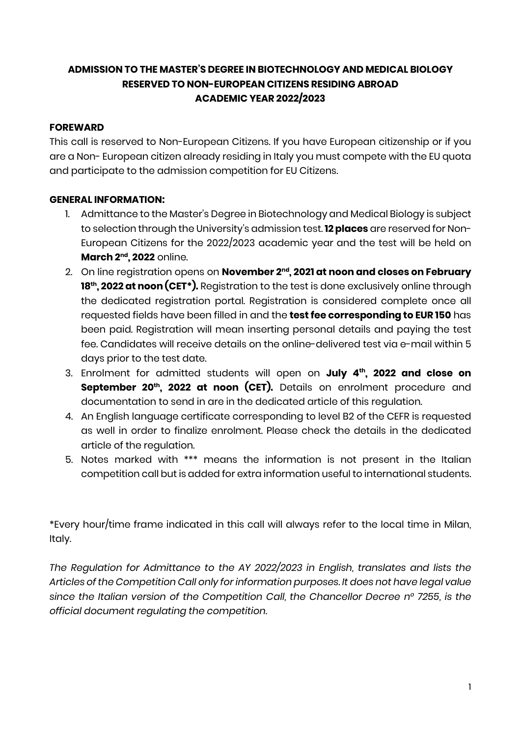# ADMISSION TO THE MASTER'S DEGREE IN BIOTECHNOLOGY AND MEDICAL BIOLOGY RESERVED TO NON-EUROPEAN CITIZENS RESIDING ABROAD ACADEMIC YEAR 2022/2023

**FOREWARD**

This call is reserved to Non-European Citizens. If you have European citizenship or if you are a Non- European citizen already residing in Italy you must compete with the EU quota and participate to the admission competition for EU Citizens.

**GENERAL INFORMATION:**

1. Admittance to the Master's Degree in Biotechnology and Medical Biology is subject to selection through the University's admission test. **12 places** are reserved for Non-European Citizens for the 2022/2023 academic year and the test will be held on **March 2nd, 2022** online.
2. On line registration opens on **November 2nd, 2021 at noon and closes on February 18th, 2022 at noon (CET\*).** Registration to the test is done exclusively online through the dedicated registration portal. Registration is considered complete once all requested fields have been filled in and the **test fee corresponding to EUR 150** has been paid. Registration will mean inserting personal details and paying the test fee. Candidates will receive details on the online-delivered test via e-mail within 5 days prior to the test date.
3. Enrolment for admitted students will open on **July 4th, 2022 and close on September 20th, 2022 at noon (CET).** Details on enrolment procedure and documentation to send in are in the dedicated article of this regulation.
4. An English language certificate corresponding to level B2 of the CEFR is requested as well in order to finalize enrolment. Please check the details in the dedicated article of the regulation.
5. Notes marked with \*\*\* means the information is not present in the Italian competition call but is added for extra information useful to international students.

\*Every hour/time frame indicated in this call will always refer to the local time in Milan, Italy.

*The Regulation for Admittance to the AY 2022/2023 in English, translates and lists the Articles of the Competition Call only for information purposes. It does not have legal value since the Italian version of the Competition Call, the Chancellor Decree n° 7255, is the official document regulating the competition.*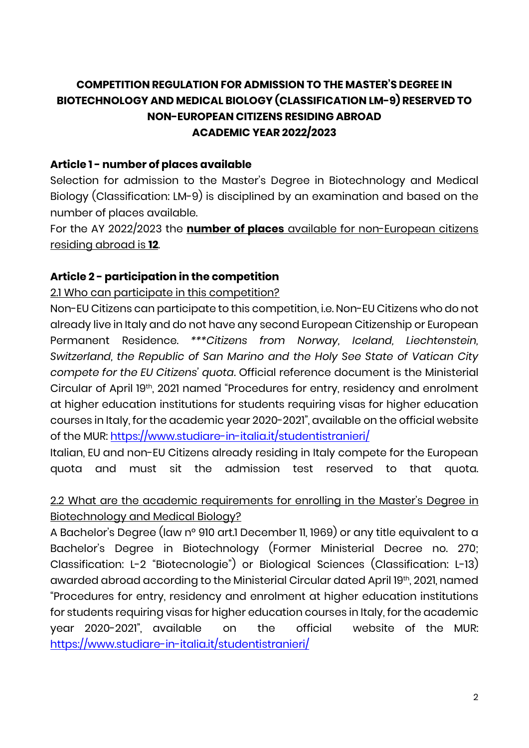**COMPETITION REGULATION FOR ADMISSION TO THE MASTER'S DEGREE IN BIOTECHNOLOGY AND MEDICAL BIOLOGY (CLASSIFICATION LM-9) RESERVED TO NON-EUROPEAN CITIZENS RESIDING ABROAD ACADEMIC YEAR 2022/2023**

**Article 1 - number of places available**

Selection for admission to the Master's Degree in Biotechnology and Medical Biology (Classification: LM-9) is disciplined by an examination and based on the number of places available.

For the AY 2022/2023 the **number of places** available for non-European citizens residing abroad is **12**.

**Article 2 - participation in the competition**

2.1 Who can participate in this competition?

Non-EU Citizens can participate to this competition, i.e. Non-EU Citizens who do not already live in Italy and do not have any second European Citizenship or European Permanent Residence. *\*\*\*Citizens from Norway, Iceland, Liechtenstein, Switzerland, the Republic of San Marino and the Holy See State of Vatican City compete for the EU Citizens' quota*. Official reference document is the Ministerial Circular of April 19th, 2021 named "Procedures for entry, residency and enrolment at higher education institutions for students requiring visas for higher education courses in Italy, for the academic year 2020-2021", available on the official website of the MUR: https://www.studiare-in-italia.it/studentistranieri/

Italian, EU and non-EU Citizens already residing in Italy compete for the European quota and must sit the admission test reserved to that quota.

2.2 What are the academic requirements for enrolling in the Master's Degree in Biotechnology and Medical Biology?

A Bachelor's Degree (law n° 910 art.1 December 11, 1969) or any title equivalent to a Bachelor's Degree in Biotechnology (Former Ministerial Decree no. 270; Classification: L-2 "Biotecnologie") or Biological Sciences (Classification: L-13) awarded abroad according to the Ministerial Circular dated April 19th, 2021, named "Procedures for entry, residency and enrolment at higher education institutions for students requiring visas for higher education courses in Italy, for the academic year 2020-2021", available on the official website of the MUR: https://www.studiare-in-italia.it/studentistranieri/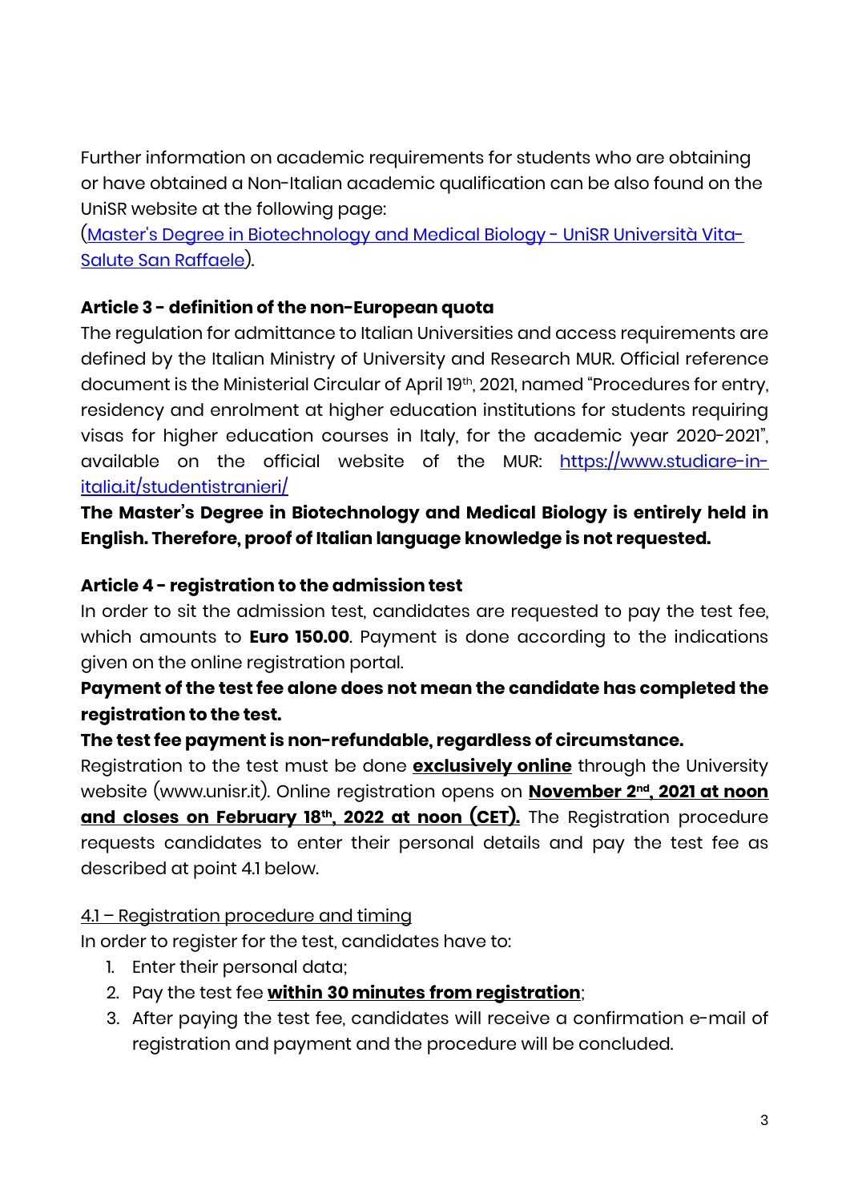Further information on academic requirements for students who are obtaining or have obtained a Non-Italian academic qualification can be also found on the UniSR website at the following page:
([Master's Degree in Biotechnology and Medical Biology - UniSR Università Vita-Salute San Raffaele](#)).

**Article 3 - definition of the non-European quota**

The regulation for admittance to Italian Universities and access requirements are defined by the Italian Ministry of University and Research MUR. Official reference document is the Ministerial Circular of April 19th, 2021, named "Procedures for entry, residency and enrolment at higher education institutions for students requiring visas for higher education courses in Italy, for the academic year 2020-2021", available on the official website of the MUR: [https://www.studiare-in-italia.it/studentistranieri/](https://www.studiare-in-italia.it/studentistranieri/)

**The Master's Degree in Biotechnology and Medical Biology is entirely held in English. Therefore, proof of Italian language knowledge is not requested.**

**Article 4 - registration to the admission test**

In order to sit the admission test, candidates are requested to pay the test fee, which amounts to **Euro 150.00**. Payment is done according to the indications given on the online registration portal.

**Payment of the test fee alone does not mean the candidate has completed the registration to the test.**

**The test fee payment is non-refundable, regardless of circumstance.**

Registration to the test must be done **exclusively online** through the University website (www.unisr.it). Online registration opens on **November 2nd, 2021 at noon and closes on February 18th, 2022 at noon (CET).** The Registration procedure requests candidates to enter their personal details and pay the test fee as described at point 4.1 below.

4.1 – Registration procedure and timing

In order to register for the test, candidates have to:

1. Enter their personal data;
2. Pay the test fee **within 30 minutes from registration**;
3. After paying the test fee, candidates will receive a confirmation e-mail of registration and payment and the procedure will be concluded.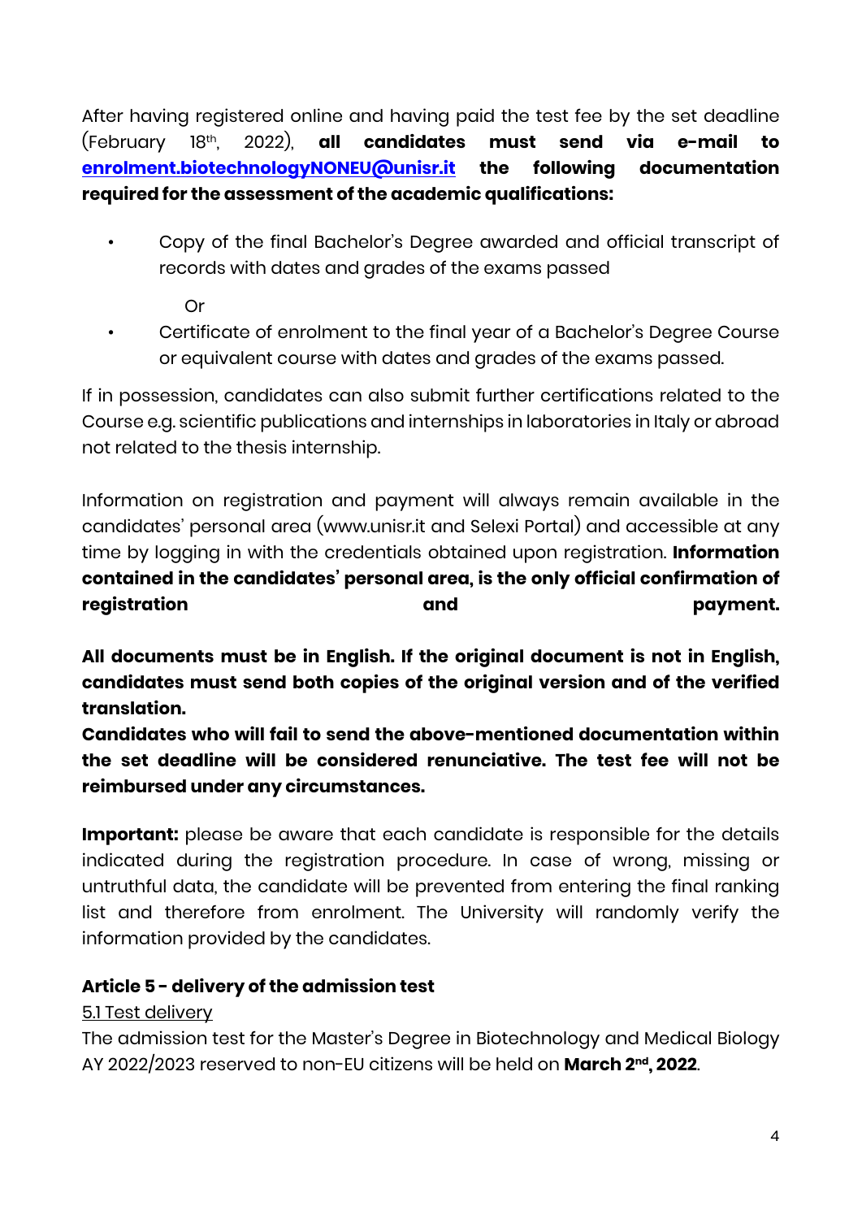After having registered online and having paid the test fee by the set deadline (February 18th, 2022), **all candidates must send via e-mail to [enrolment.biotechnologyNONEU@unisr.it](mailto:enrolment.biotechnologyNONEU@unisr.it) the following documentation required for the assessment of the academic qualifications:**

- Copy of the final Bachelor's Degree awarded and official transcript of records with dates and grades of the exams passed

  Or

- Certificate of enrolment to the final year of a Bachelor's Degree Course or equivalent course with dates and grades of the exams passed.

If in possession, candidates can also submit further certifications related to the Course e.g. scientific publications and internships in laboratories in Italy or abroad not related to the thesis internship.

Information on registration and payment will always remain available in the candidates' personal area (www.unisr.it and Selexi Portal) and accessible at any time by logging in with the credentials obtained upon registration. **Information contained in the candidates' personal area, is the only official confirmation of registration and payment.**

**All documents must be in English. If the original document is not in English, candidates must send both copies of the original version and of the verified translation.**

**Candidates who will fail to send the above-mentioned documentation within the set deadline will be considered renunciative. The test fee will not be reimbursed under any circumstances.**

**Important:** please be aware that each candidate is responsible for the details indicated during the registration procedure. In case of wrong, missing or untruthful data, the candidate will be prevented from entering the final ranking list and therefore from enrolment. The University will randomly verify the information provided by the candidates.

### Article 5 - delivery of the admission test

5.1 Test delivery

The admission test for the Master's Degree in Biotechnology and Medical Biology AY 2022/2023 reserved to non-EU citizens will be held on **March 2nd, 2022**.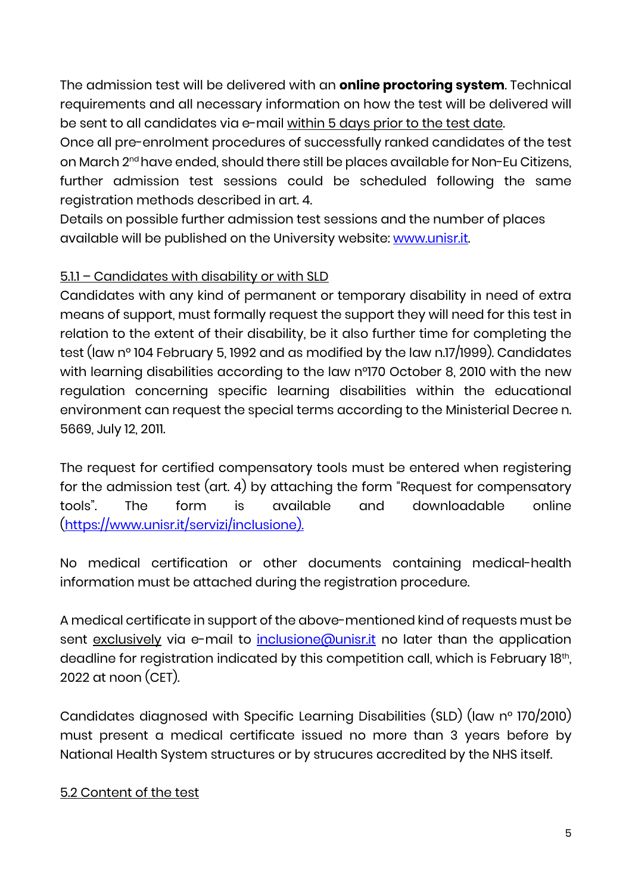The admission test will be delivered with an **online proctoring system**. Technical requirements and all necessary information on how the test will be delivered will be sent to all candidates via e-mail within 5 days prior to the test date.

Once all pre-enrolment procedures of successfully ranked candidates of the test on March 2nd have ended, should there still be places available for Non-Eu Citizens, further admission test sessions could be scheduled following the same registration methods described in art. 4.

Details on possible further admission test sessions and the number of places available will be published on the University website: [www.unisr.it](www.unisr.it).

### 5.1.1 – Candidates with disability or with SLD

Candidates with any kind of permanent or temporary disability in need of extra means of support, must formally request the support they will need for this test in relation to the extent of their disability, be it also further time for completing the test (law nº 104 February 5, 1992 and as modified by the law n.17/1999). Candidates with learning disabilities according to the law nº170 October 8, 2010 with the new regulation concerning specific learning disabilities within the educational environment can request the special terms according to the Ministerial Decree n. 5669, July 12, 2011.

The request for certified compensatory tools must be entered when registering for the admission test (art. 4) by attaching the form "Request for compensatory tools". The form is available and downloadable online ([https://www.unisr.it/servizi/inclusione](https://www.unisr.it/servizi/inclusione)).

No medical certification or other documents containing medical-health information must be attached during the registration procedure.

A medical certificate in support of the above-mentioned kind of requests must be sent exclusively via e-mail to [inclusione@unisr.it](mailto:inclusione@unisr.it) no later than the application deadline for registration indicated by this competition call, which is February 18th, 2022 at noon (CET).

Candidates diagnosed with Specific Learning Disabilities (SLD) (law nº 170/2010) must present a medical certificate issued no more than 3 years before by National Health System structures or by strucures accredited by the NHS itself.

### 5.2 Content of the test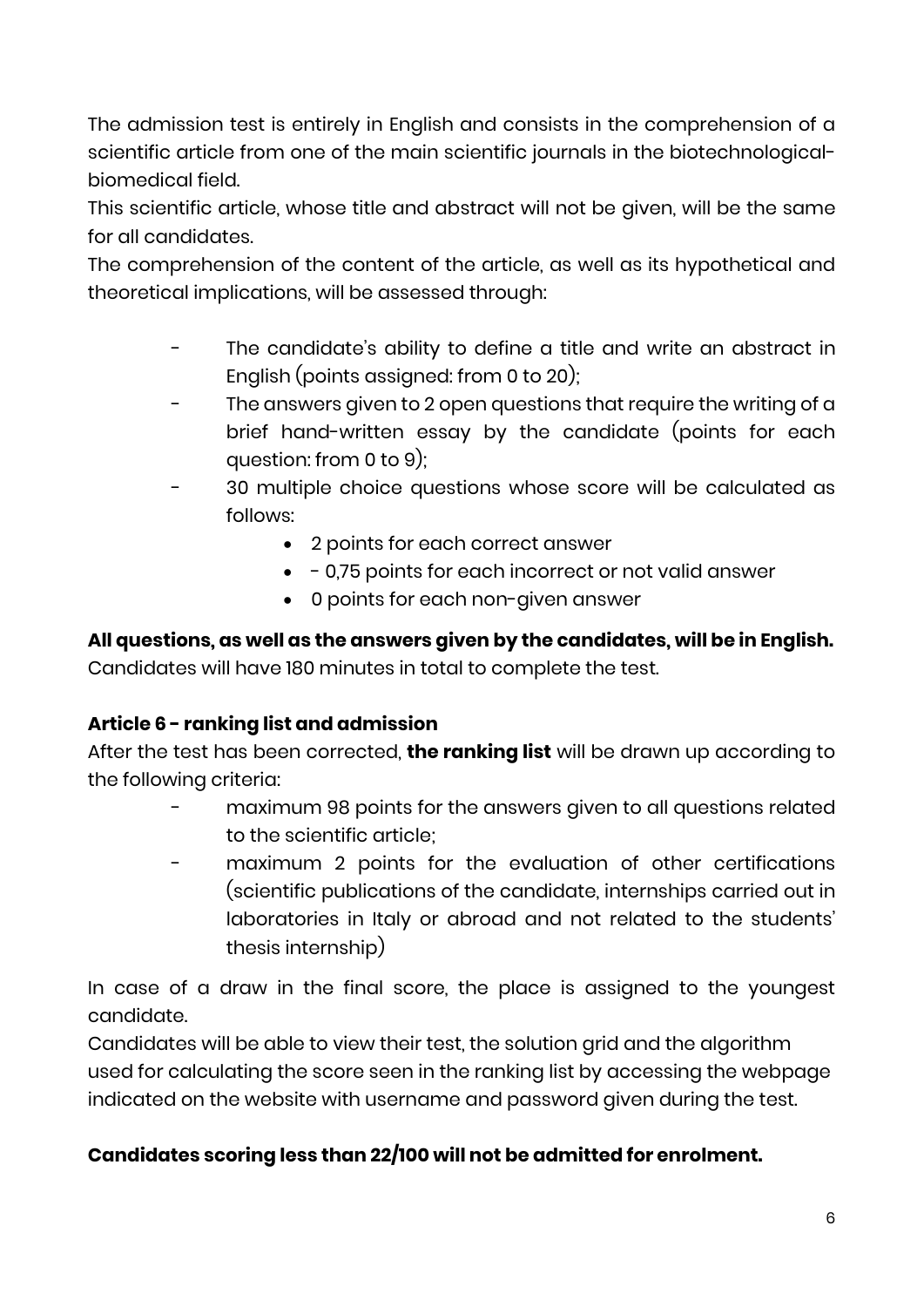The admission test is entirely in English and consists in the comprehension of a scientific article from one of the main scientific journals in the biotechnological-biomedical field.

This scientific article, whose title and abstract will not be given, will be the same for all candidates.

The comprehension of the content of the article, as well as its hypothetical and theoretical implications, will be assessed through:

- The candidate's ability to define a title and write an abstract in English (points assigned: from 0 to 20);
- The answers given to 2 open questions that require the writing of a brief hand-written essay by the candidate (points for each question: from 0 to 9);
- 30 multiple choice questions whose score will be calculated as follows:
  - 2 points for each correct answer
  - - 0,75 points for each incorrect or not valid answer
  - 0 points for each non-given answer

**All questions, as well as the answers given by the candidates, will be in English.**
Candidates will have 180 minutes in total to complete the test.

**Article 6 - ranking list and admission**

After the test has been corrected, **the ranking list** will be drawn up according to the following criteria:

- maximum 98 points for the answers given to all questions related to the scientific article;
- maximum 2 points for the evaluation of other certifications (scientific publications of the candidate, internships carried out in laboratories in Italy or abroad and not related to the students' thesis internship)

In case of a draw in the final score, the place is assigned to the youngest candidate.

Candidates will be able to view their test, the solution grid and the algorithm used for calculating the score seen in the ranking list by accessing the webpage indicated on the website with username and password given during the test.

**Candidates scoring less than 22/100 will not be admitted for enrolment.**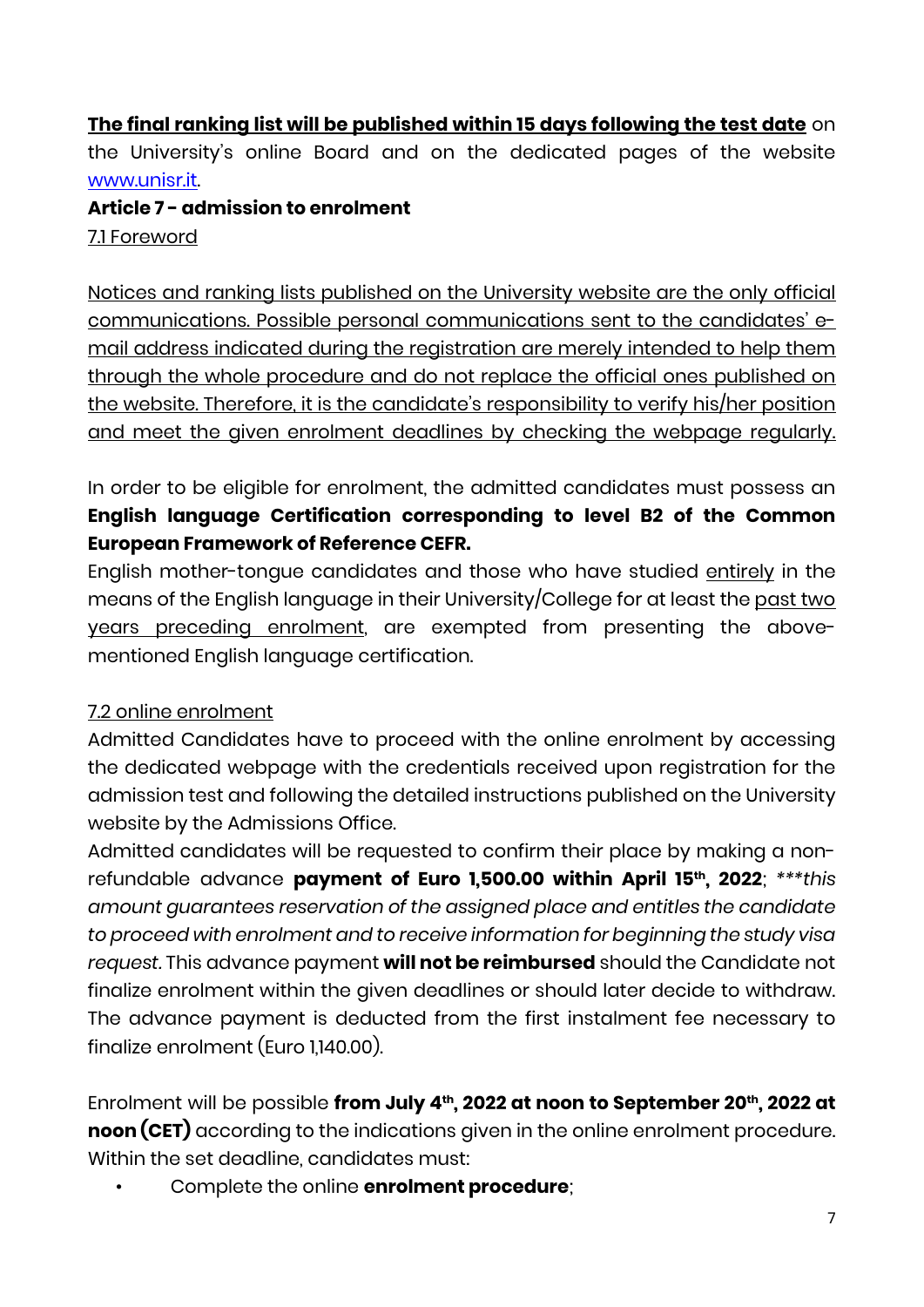**The final ranking list will be published within 15 days following the test date** on the University's online Board and on the dedicated pages of the website [www.unisr.it](http://www.unisr.it).

**Article 7 - admission to enrolment**

7.1 Foreword

Notices and ranking lists published on the University website are the only official communications. Possible personal communications sent to the candidates' e-mail address indicated during the registration are merely intended to help them through the whole procedure and do not replace the official ones published on the website. Therefore, it is the candidate's responsibility to verify his/her position and meet the given enrolment deadlines by checking the webpage regularly.

In order to be eligible for enrolment, the admitted candidates must possess an **English language Certification corresponding to level B2 of the Common European Framework of Reference CEFR.**

English mother-tongue candidates and those who have studied entirely in the means of the English language in their University/College for at least the past two years preceding enrolment, are exempted from presenting the above-mentioned English language certification.

7.2 online enrolment

Admitted Candidates have to proceed with the online enrolment by accessing the dedicated webpage with the credentials received upon registration for the admission test and following the detailed instructions published on the University website by the Admissions Office.

Admitted candidates will be requested to confirm their place by making a non-refundable advance **payment of Euro 1,500.00 within April 15th, 2022**; *\*\*\*this amount guarantees reservation of the assigned place and entitles the candidate to proceed with enrolment and to receive information for beginning the study visa request*. This advance payment **will not be reimbursed** should the Candidate not finalize enrolment within the given deadlines or should later decide to withdraw. The advance payment is deducted from the first instalment fee necessary to finalize enrolment (Euro 1,140.00).

Enrolment will be possible **from July 4th, 2022 at noon to September 20th, 2022 at noon (CET)** according to the indications given in the online enrolment procedure. Within the set deadline, candidates must:

- Complete the online **enrolment procedure**;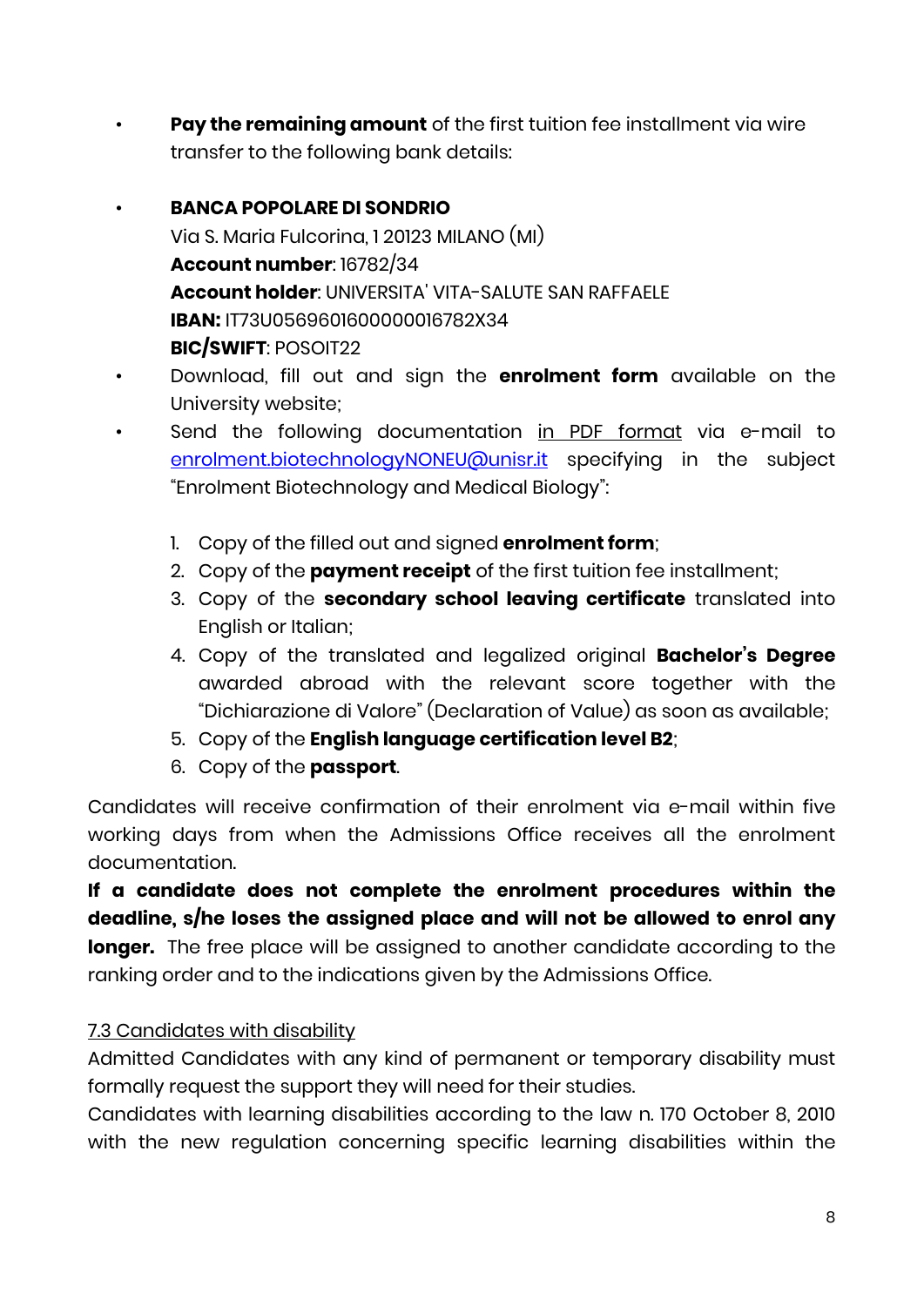- **Pay the remaining amount** of the first tuition fee installment via wire transfer to the following bank details:

- **BANCA POPOLARE DI SONDRIO**
  Via S. Maria Fulcorina, 1 20123 MILANO (MI)
  **Account number**: 16782/34
  **Account holder**: UNIVERSITA' VITA-SALUTE SAN RAFFAELE
  **IBAN:** IT73U0569601600000016782X34
  **BIC/SWIFT**: POSOIT22
- Download, fill out and sign the **enrolment form** available on the University website;
- Send the following documentation in PDF format via e-mail to enrolment.biotechnologyNONEU@unisr.it specifying in the subject "Enrolment Biotechnology and Medical Biology":

  1. Copy of the filled out and signed **enrolment form**;
  2. Copy of the **payment receipt** of the first tuition fee installment;
  3. Copy of the **secondary school leaving certificate** translated into English or Italian;
  4. Copy of the translated and legalized original **Bachelor's Degree** awarded abroad with the relevant score together with the "Dichiarazione di Valore" (Declaration of Value) as soon as available;
  5. Copy of the **English language certification level B2**;
  6. Copy of the **passport**.

Candidates will receive confirmation of their enrolment via e-mail within five working days from when the Admissions Office receives all the enrolment documentation.

**If a candidate does not complete the enrolment procedures within the deadline, s/he loses the assigned place and will not be allowed to enrol any longer.** The free place will be assigned to another candidate according to the ranking order and to the indications given by the Admissions Office.

7.3 Candidates with disability

Admitted Candidates with any kind of permanent or temporary disability must formally request the support they will need for their studies.

Candidates with learning disabilities according to the law n. 170 October 8, 2010 with the new regulation concerning specific learning disabilities within the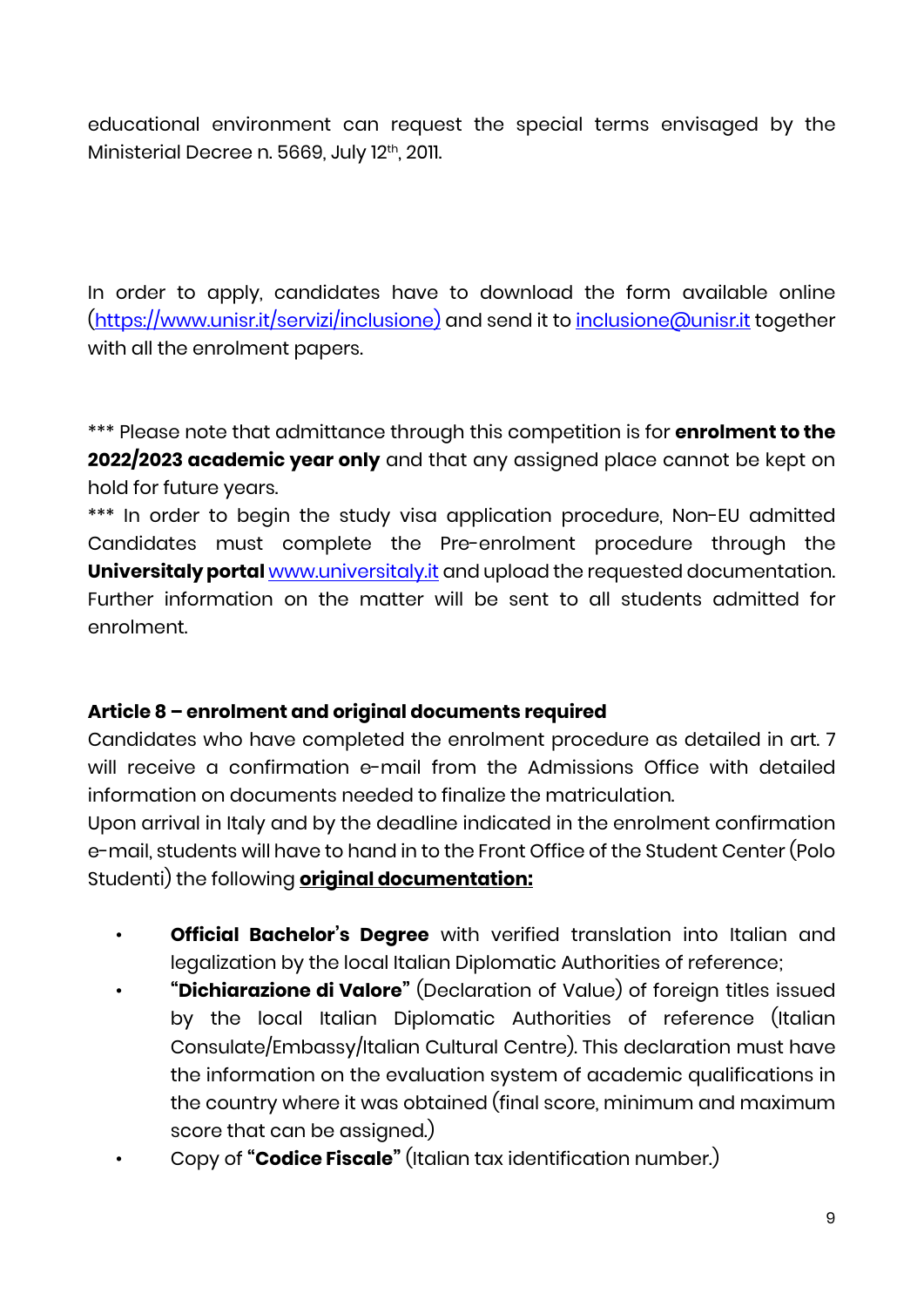educational environment can request the special terms envisaged by the Ministerial Decree n. 5669, July 12th, 2011.

In order to apply, candidates have to download the form available online (https://www.unisr.it/servizi/inclusione) and send it to inclusione@unisr.it together with all the enrolment papers.

*** Please note that admittance through this competition is for **enrolment to the 2022/2023 academic year only** and that any assigned place cannot be kept on hold for future years.

*** In order to begin the study visa application procedure, Non-EU admitted Candidates must complete the Pre-enrolment procedure through the **Universitaly portal** www.universitaly.it and upload the requested documentation. Further information on the matter will be sent to all students admitted for enrolment.

**Article 8 – enrolment and original documents required**

Candidates who have completed the enrolment procedure as detailed in art. 7 will receive a confirmation e-mail from the Admissions Office with detailed information on documents needed to finalize the matriculation.

Upon arrival in Italy and by the deadline indicated in the enrolment confirmation e-mail, students will have to hand in to the Front Office of the Student Center (Polo Studenti) the following **original documentation:**

- **Official Bachelor's Degree** with verified translation into Italian and legalization by the local Italian Diplomatic Authorities of reference;
- **"Dichiarazione di Valore"** (Declaration of Value) of foreign titles issued by the local Italian Diplomatic Authorities of reference (Italian Consulate/Embassy/Italian Cultural Centre). This declaration must have the information on the evaluation system of academic qualifications in the country where it was obtained (final score, minimum and maximum score that can be assigned.)
- Copy of **"Codice Fiscale"** (Italian tax identification number.)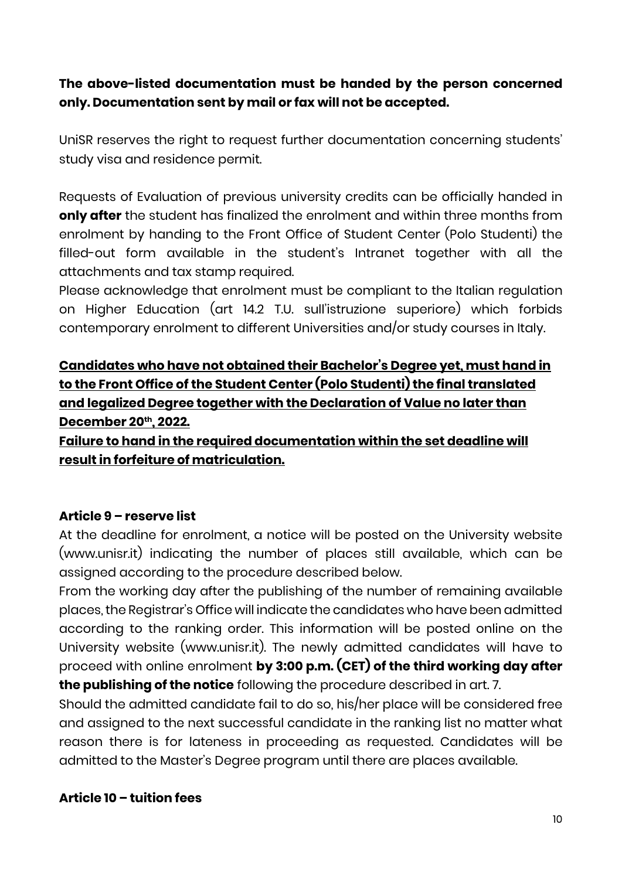**The above-listed documentation must be handed by the person concerned only. Documentation sent by mail or fax will not be accepted.**

UniSR reserves the right to request further documentation concerning students' study visa and residence permit.

Requests of Evaluation of previous university credits can be officially handed in **only after** the student has finalized the enrolment and within three months from enrolment by handing to the Front Office of Student Center (Polo Studenti) the filled-out form available in the student's Intranet together with all the attachments and tax stamp required.

Please acknowledge that enrolment must be compliant to the Italian regulation on Higher Education (art 14.2 T.U. sull'istruzione superiore) which forbids contemporary enrolment to different Universities and/or study courses in Italy.

<u>**Candidates who have not obtained their Bachelor's Degree yet, must hand in to the Front Office of the Student Center (Polo Studenti) the final translated and legalized Degree together with the Declaration of Value no later than December 20th, 2022.**</u>

<u>**Failure to hand in the required documentation within the set deadline will result in forfeiture of matriculation.**</u>

### Article 9 – reserve list

At the deadline for enrolment, a notice will be posted on the University website (www.unisr.it) indicating the number of places still available, which can be assigned according to the procedure described below.

From the working day after the publishing of the number of remaining available places, the Registrar's Office will indicate the candidates who have been admitted according to the ranking order. This information will be posted online on the University website (www.unisr.it). The newly admitted candidates will have to proceed with online enrolment **by 3:00 p.m. (CET) of the third working day after the publishing of the notice** following the procedure described in art. 7.

Should the admitted candidate fail to do so, his/her place will be considered free and assigned to the next successful candidate in the ranking list no matter what reason there is for lateness in proceeding as requested. Candidates will be admitted to the Master's Degree program until there are places available.

### Article 10 – tuition fees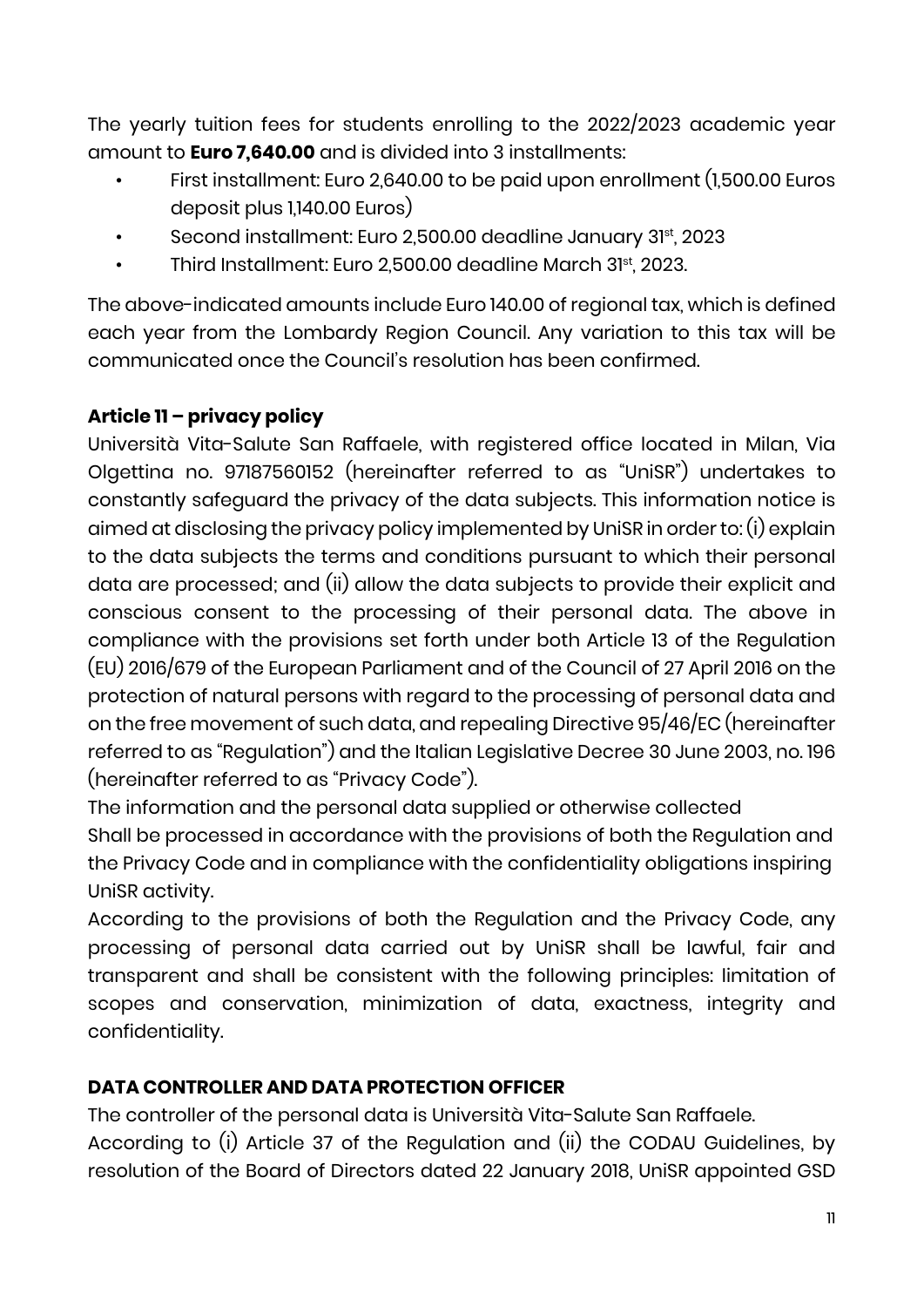The yearly tuition fees for students enrolling to the 2022/2023 academic year amount to **Euro 7,640.00** and is divided into 3 installments:

- First installment: Euro 2,640.00 to be paid upon enrollment (1,500.00 Euros deposit plus 1,140.00 Euros)
- Second installment: Euro 2,500.00 deadline January 31st, 2023
- Third Installment: Euro 2,500.00 deadline March 31st, 2023.

The above-indicated amounts include Euro 140.00 of regional tax, which is defined each year from the Lombardy Region Council. Any variation to this tax will be communicated once the Council's resolution has been confirmed.

**Article 11 – privacy policy**

Università Vita-Salute San Raffaele, with registered office located in Milan, Via Olgettina no. 97187560152 (hereinafter referred to as "UniSR") undertakes to constantly safeguard the privacy of the data subjects. This information notice is aimed at disclosing the privacy policy implemented by UniSR in order to: (i) explain to the data subjects the terms and conditions pursuant to which their personal data are processed; and (ii) allow the data subjects to provide their explicit and conscious consent to the processing of their personal data. The above in compliance with the provisions set forth under both Article 13 of the Regulation (EU) 2016/679 of the European Parliament and of the Council of 27 April 2016 on the protection of natural persons with regard to the processing of personal data and on the free movement of such data, and repealing Directive 95/46/EC (hereinafter referred to as "Regulation") and the Italian Legislative Decree 30 June 2003, no. 196 (hereinafter referred to as "Privacy Code").

The information and the personal data supplied or otherwise collected Shall be processed in accordance with the provisions of both the Regulation and the Privacy Code and in compliance with the confidentiality obligations inspiring UniSR activity.

According to the provisions of both the Regulation and the Privacy Code, any processing of personal data carried out by UniSR shall be lawful, fair and transparent and shall be consistent with the following principles: limitation of scopes and conservation, minimization of data, exactness, integrity and confidentiality.

**DATA CONTROLLER AND DATA PROTECTION OFFICER**

The controller of the personal data is Università Vita-Salute San Raffaele.

According to (i) Article 37 of the Regulation and (ii) the CODAU Guidelines, by resolution of the Board of Directors dated 22 January 2018, UniSR appointed GSD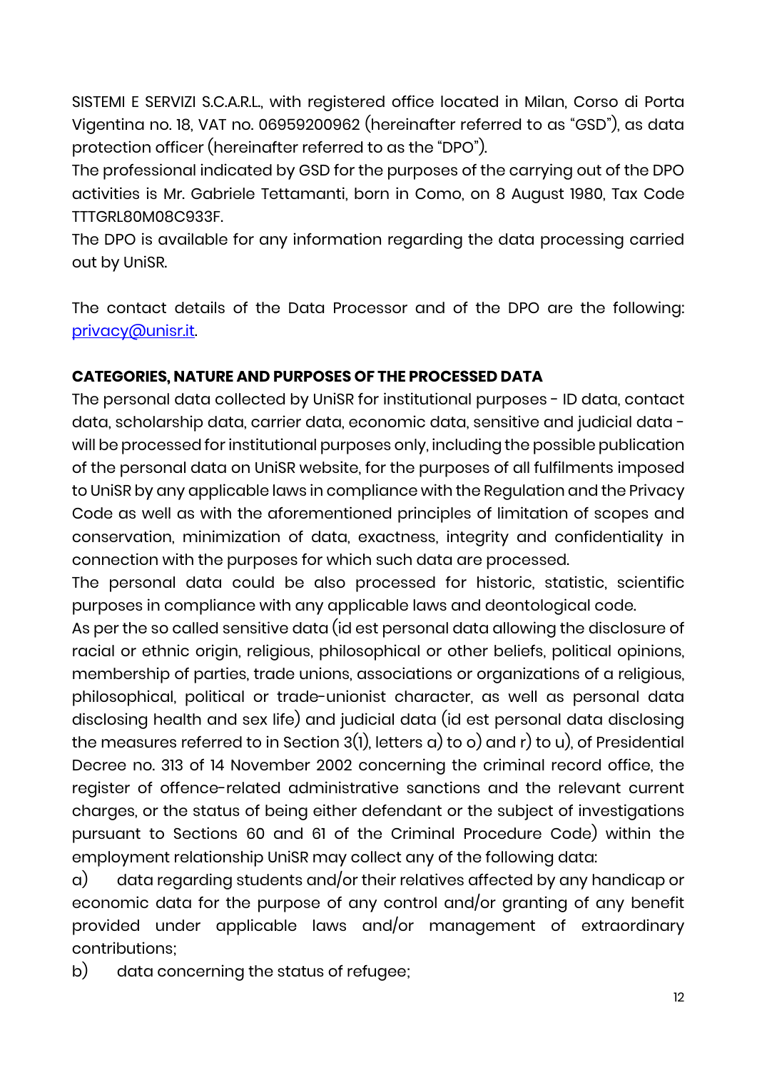SISTEMI E SERVIZI S.C.A.R.L., with registered office located in Milan, Corso di Porta Vigentina no. 18, VAT no. 06959200962 (hereinafter referred to as "GSD"), as data protection officer (hereinafter referred to as the "DPO").

The professional indicated by GSD for the purposes of the carrying out of the DPO activities is Mr. Gabriele Tettamanti, born in Como, on 8 August 1980, Tax Code TTTGRL80M08C933F.

The DPO is available for any information regarding the data processing carried out by UniSR.

The contact details of the Data Processor and of the DPO are the following: privacy@unisr.it.

**CATEGORIES, NATURE AND PURPOSES OF THE PROCESSED DATA**

The personal data collected by UniSR for institutional purposes - ID data, contact data, scholarship data, carrier data, economic data, sensitive and judicial data - will be processed for institutional purposes only, including the possible publication of the personal data on UniSR website, for the purposes of all fulfilments imposed to UniSR by any applicable laws in compliance with the Regulation and the Privacy Code as well as with the aforementioned principles of limitation of scopes and conservation, minimization of data, exactness, integrity and confidentiality in connection with the purposes for which such data are processed.

The personal data could be also processed for historic, statistic, scientific purposes in compliance with any applicable laws and deontological code.

As per the so called sensitive data (id est personal data allowing the disclosure of racial or ethnic origin, religious, philosophical or other beliefs, political opinions, membership of parties, trade unions, associations or organizations of a religious, philosophical, political or trade-unionist character, as well as personal data disclosing health and sex life) and judicial data (id est personal data disclosing the measures referred to in Section 3(1), letters a) to o) and r) to u), of Presidential Decree no. 313 of 14 November 2002 concerning the criminal record office, the register of offence-related administrative sanctions and the relevant current charges, or the status of being either defendant or the subject of investigations pursuant to Sections 60 and 61 of the Criminal Procedure Code) within the employment relationship UniSR may collect any of the following data:

a) data regarding students and/or their relatives affected by any handicap or economic data for the purpose of any control and/or granting of any benefit provided under applicable laws and/or management of extraordinary contributions;

b) data concerning the status of refugee;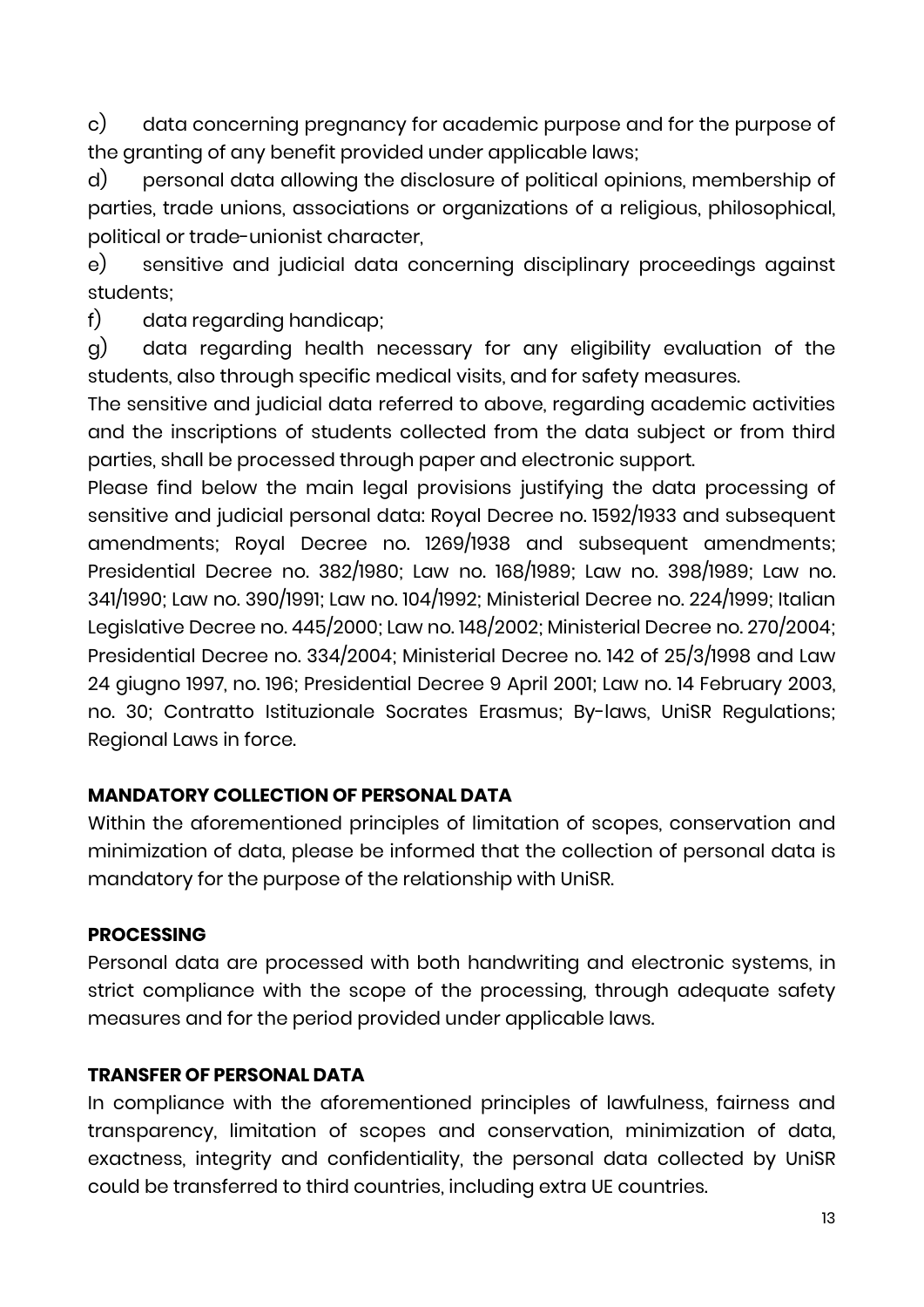c) data concerning pregnancy for academic purpose and for the purpose of the granting of any benefit provided under applicable laws;

d) personal data allowing the disclosure of political opinions, membership of parties, trade unions, associations or organizations of a religious, philosophical, political or trade-unionist character,

e) sensitive and judicial data concerning disciplinary proceedings against students;

f) data regarding handicap;

g) data regarding health necessary for any eligibility evaluation of the students, also through specific medical visits, and for safety measures.

The sensitive and judicial data referred to above, regarding academic activities and the inscriptions of students collected from the data subject or from third parties, shall be processed through paper and electronic support.

Please find below the main legal provisions justifying the data processing of sensitive and judicial personal data: Royal Decree no. 1592/1933 and subsequent amendments; Royal Decree no. 1269/1938 and subsequent amendments; Presidential Decree no. 382/1980; Law no. 168/1989; Law no. 398/1989; Law no. 341/1990; Law no. 390/1991; Law no. 104/1992; Ministerial Decree no. 224/1999; Italian Legislative Decree no. 445/2000; Law no. 148/2002; Ministerial Decree no. 270/2004; Presidential Decree no. 334/2004; Ministerial Decree no. 142 of 25/3/1998 and Law 24 giugno 1997, no. 196; Presidential Decree 9 April 2001; Law no. 14 February 2003, no. 30; Contratto Istituzionale Socrates Erasmus; By-laws, UniSR Regulations; Regional Laws in force.

**MANDATORY COLLECTION OF PERSONAL DATA**

Within the aforementioned principles of limitation of scopes, conservation and minimization of data, please be informed that the collection of personal data is mandatory for the purpose of the relationship with UniSR.

**PROCESSING**

Personal data are processed with both handwriting and electronic systems, in strict compliance with the scope of the processing, through adequate safety measures and for the period provided under applicable laws.

**TRANSFER OF PERSONAL DATA**

In compliance with the aforementioned principles of lawfulness, fairness and transparency, limitation of scopes and conservation, minimization of data, exactness, integrity and confidentiality, the personal data collected by UniSR could be transferred to third countries, including extra UE countries.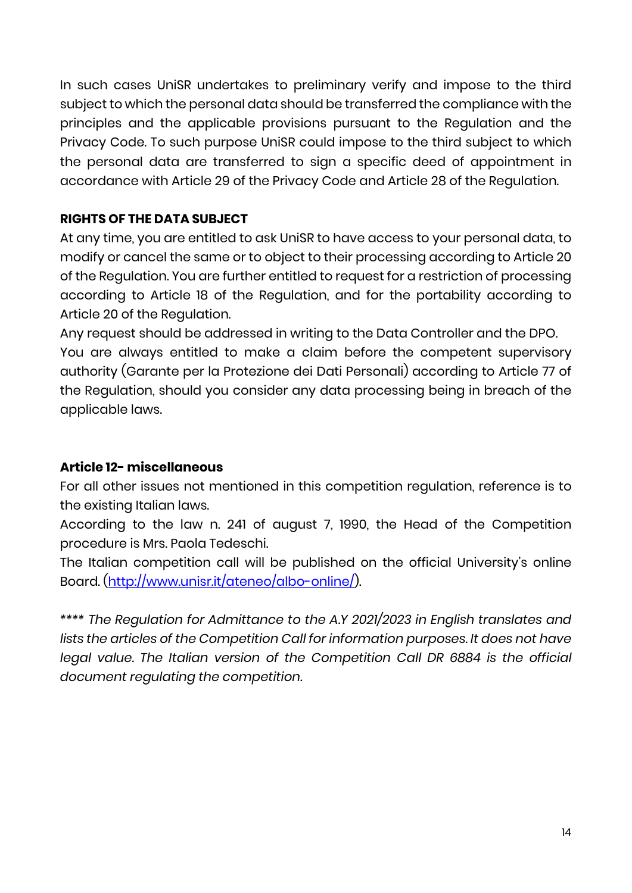In such cases UniSR undertakes to preliminary verify and impose to the third subject to which the personal data should be transferred the compliance with the principles and the applicable provisions pursuant to the Regulation and the Privacy Code. To such purpose UniSR could impose to the third subject to which the personal data are transferred to sign a specific deed of appointment in accordance with Article 29 of the Privacy Code and Article 28 of the Regulation.

**RIGHTS OF THE DATA SUBJECT**

At any time, you are entitled to ask UniSR to have access to your personal data, to modify or cancel the same or to object to their processing according to Article 20 of the Regulation. You are further entitled to request for a restriction of processing according to Article 18 of the Regulation, and for the portability according to Article 20 of the Regulation.

Any request should be addressed in writing to the Data Controller and the DPO.

You are always entitled to make a claim before the competent supervisory authority (Garante per la Protezione dei Dati Personali) according to Article 77 of the Regulation, should you consider any data processing being in breach of the applicable laws.

**Article 12- miscellaneous**

For all other issues not mentioned in this competition regulation, reference is to the existing Italian laws.

According to the law n. 241 of august 7, 1990, the Head of the Competition procedure is Mrs. Paola Tedeschi.

The Italian competition call will be published on the official University's online Board. ([http://www.unisr.it/ateneo/albo-online/](http://www.unisr.it/ateneo/albo-online/)).

*\*\*\*\* The Regulation for Admittance to the A.Y 2021/2023 in English translates and lists the articles of the Competition Call for information purposes. It does not have legal value. The Italian version of the Competition Call DR 6884 is the official document regulating the competition.*